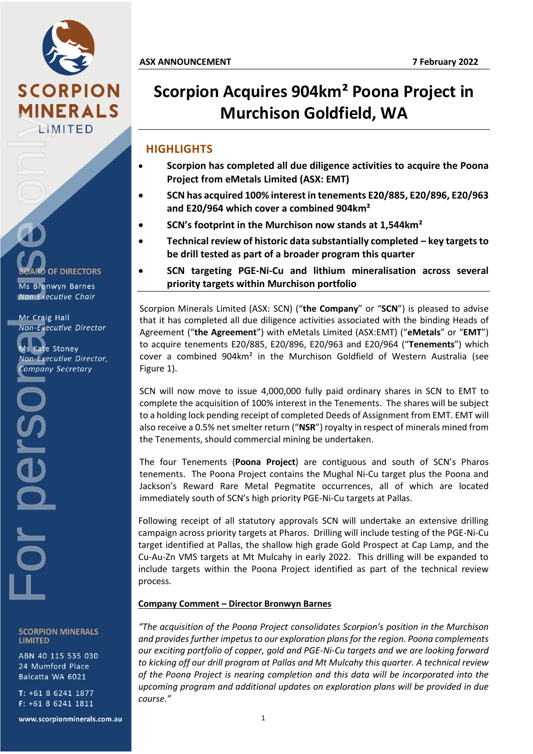**ASX ANNOUNCEMENT** **7 February 2022**

# Scorpion Acquires 904km² Poona Project in Murchison Goldfield, WA

## HIGHLIGHTS

- **Scorpion has completed all due diligence activities to acquire the Poona Project from eMetals Limited (ASX: EMT)**
- **SCN has acquired 100% interest in tenements E20/885, E20/896, E20/963 and E20/964 which cover a combined 904km²**
- **SCN's footprint in the Murchison now stands at 1,544km²**
- **Technical review of historic data substantially completed – key targets to be drill tested as part of a broader program this quarter**
- **SCN targeting PGE-Ni-Cu and lithium mineralisation across several priority targets within Murchison portfolio**

Scorpion Minerals Limited (ASX: SCN) ("**the Company**" or "**SCN**") is pleased to advise that it has completed all due diligence activities associated with the binding Heads of Agreement ("**the Agreement**") with eMetals Limited (ASX:EMT) ("**eMetals**" or "**EMT**") to acquire tenements E20/885, E20/896, E20/963 and E20/964 ("**Tenements**") which cover a combined 904km² in the Murchison Goldfield of Western Australia (see Figure 1).

SCN will now move to issue 4,000,000 fully paid ordinary shares in SCN to EMT to complete the acquisition of 100% interest in the Tenements. The shares will be subject to a holding lock pending receipt of completed Deeds of Assignment from EMT. EMT will also receive a 0.5% net smelter return ("**NSR**") royalty in respect of minerals mined from the Tenements, should commercial mining be undertaken.

The four Tenements (**Poona Project**) are contiguous and south of SCN's Pharos tenements. The Poona Project contains the Mughal Ni-Cu target plus the Poona and Jackson's Reward Rare Metal Pegmatite occurrences, all of which are located immediately south of SCN's high priority PGE-Ni-Cu targets at Pallas.

Following receipt of all statutory approvals SCN will undertake an extensive drilling campaign across priority targets at Pharos. Drilling will include testing of the PGE-Ni-Cu target identified at Pallas, the shallow high grade Gold Prospect at Cap Lamp, and the Cu-Au-Zn VMS targets at Mt Mulcahy in early 2022. This drilling will be expanded to include targets within the Poona Project identified as part of the technical review process.

**Company Comment – Director Bronwyn Barnes**

*"The acquisition of the Poona Project consolidates Scorpion's position in the Murchison and provides further impetus to our exploration plans for the region. Poona complements our exciting portfolio of copper, gold and PGE-Ni-Cu targets and we are looking forward to kicking off our drill program at Pallas and Mt Mulcahy this quarter. A technical review of the Poona Project is nearing completion and this data will be incorporated into the upcoming program and additional updates on exploration plans will be provided in due course."*

**BOARD OF DIRECTORS**

Ms Bronwyn Barnes
*Non-Executive Chair*

Mr Craig Hall
*Non-Executive Director*

Ms Kate Stoney
*Non-Executive Director, Company Secretary*

**SCORPION MINERALS LIMITED**

ABN 40 115 535 030
24 Mumford Place
Balcatta WA 6021

T: +61 8 6241 1877
F: +61 8 6241 1811

www.scorpionminerals.com.au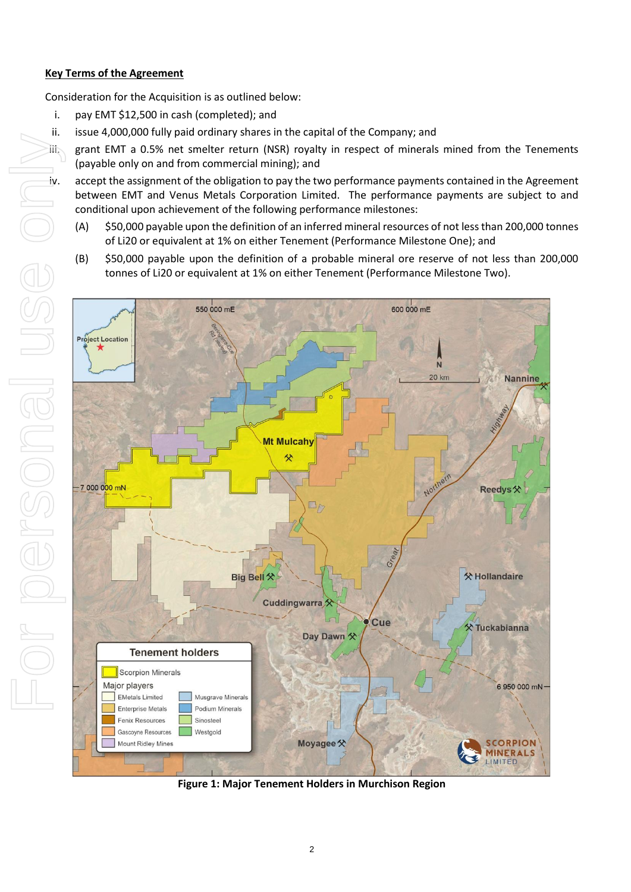**Key Terms of the Agreement**

Consideration for the Acquisition is as outlined below:

i. pay EMT $12,500 in cash (completed); and

ii. issue 4,000,000 fully paid ordinary shares in the capital of the Company; and

iii. grant EMT a 0.5% net smelter return (NSR) royalty in respect of minerals mined from the Tenements (payable only on and from commercial mining); and

iv. accept the assignment of the obligation to pay the two performance payments contained in the Agreement between EMT and Venus Metals Corporation Limited. The performance payments are subject to and conditional upon achievement of the following performance milestones:

   (A) $50,000 payable upon the definition of an inferred mineral resources of not less than 200,000 tonnes of Li20 or equivalent at 1% on either Tenement (Performance Milestone One); and

   (B) $50,000 payable upon the definition of a probable mineral ore reserve of not less than 200,000 tonnes of Li20 or equivalent at 1% on either Tenement (Performance Milestone Two).

**Figure 1: Major Tenement Holders in Murchison Region**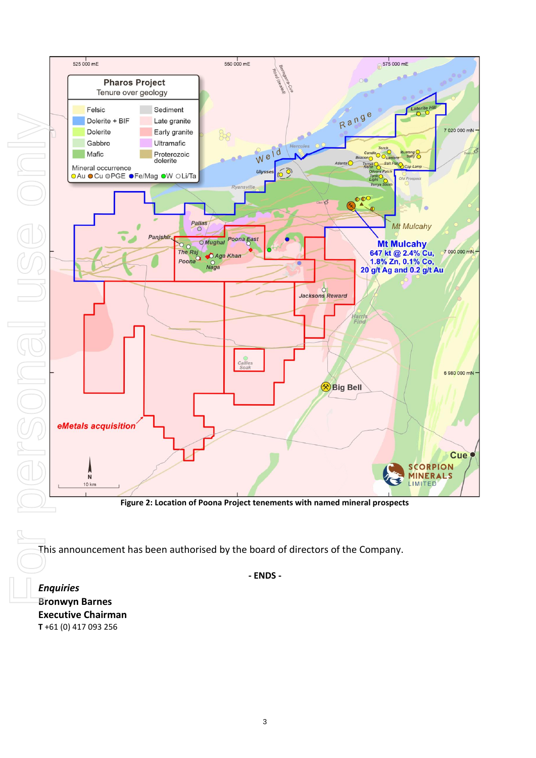**Figure 2: Location of Poona Project tenements with named mineral prospects**

This announcement has been authorised by the board of directors of the Company.

**- ENDS -**

***Enquiries***

**Bronwyn Barnes**

**Executive Chairman**

**T** +61 (0) 417 093 256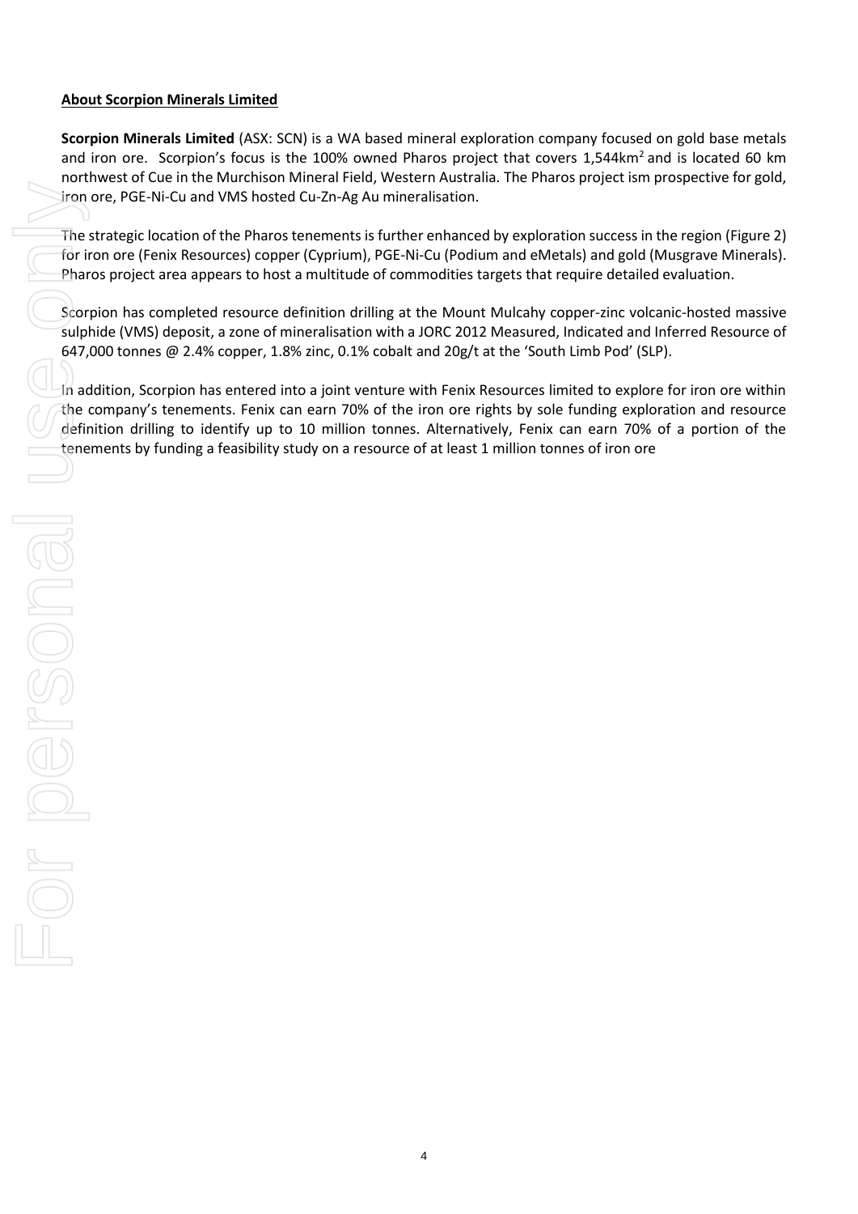**About Scorpion Minerals Limited**

**Scorpion Minerals Limited** (ASX: SCN) is a WA based mineral exploration company focused on gold base metals and iron ore. Scorpion's focus is the 100% owned Pharos project that covers 1,544km$^2$ and is located 60 km northwest of Cue in the Murchison Mineral Field, Western Australia. The Pharos project ism prospective for gold, iron ore, PGE-Ni-Cu and VMS hosted Cu-Zn-Ag Au mineralisation.

The strategic location of the Pharos tenements is further enhanced by exploration success in the region (Figure 2) for iron ore (Fenix Resources) copper (Cyprium), PGE-Ni-Cu (Podium and eMetals) and gold (Musgrave Minerals). Pharos project area appears to host a multitude of commodities targets that require detailed evaluation.

Scorpion has completed resource definition drilling at the Mount Mulcahy copper-zinc volcanic-hosted massive sulphide (VMS) deposit, a zone of mineralisation with a JORC 2012 Measured, Indicated and Inferred Resource of 647,000 tonnes @ 2.4% copper, 1.8% zinc, 0.1% cobalt and 20g/t at the 'South Limb Pod' (SLP).

In addition, Scorpion has entered into a joint venture with Fenix Resources limited to explore for iron ore within the company's tenements. Fenix can earn 70% of the iron ore rights by sole funding exploration and resource definition drilling to identify up to 10 million tonnes. Alternatively, Fenix can earn 70% of a portion of the tenements by funding a feasibility study on a resource of at least 1 million tonnes of iron ore